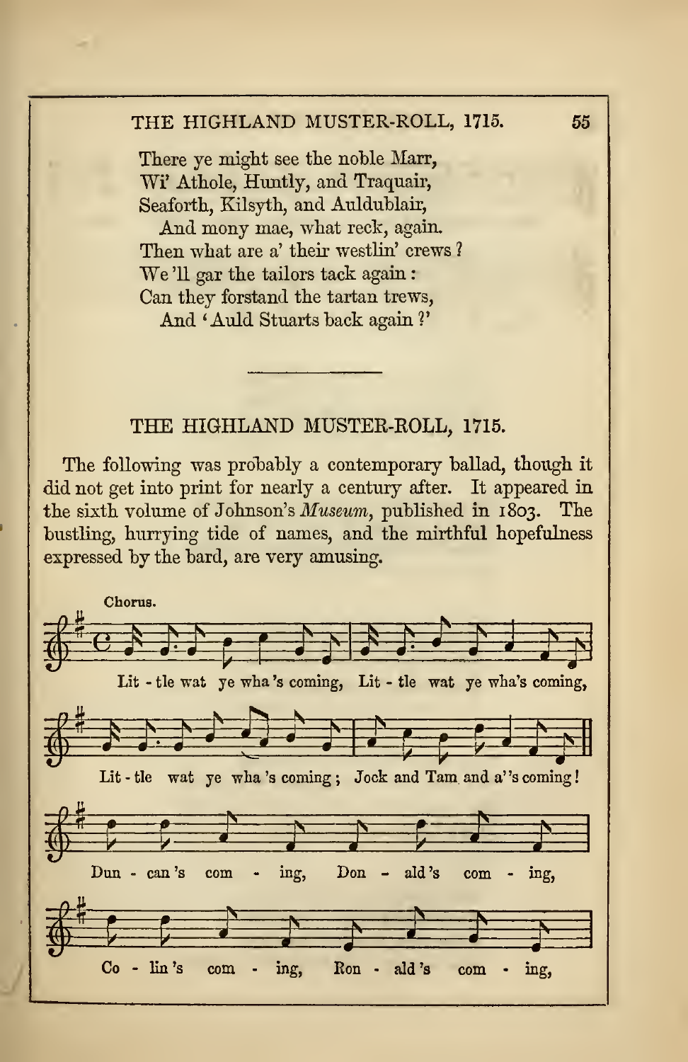There ye might see the noble Marr,
Wi' Athole, Huntly, and Traquair,
Seaforth, Kilsyth, and Auldublair,
  And mony mae, what reck, again.
Then what are a' their westlin' crews?
We 'll gar the tailors tack again:
Can they forstand the tartan trews,
  And 'Auld Stuarts back again?'

---

## THE HIGHLAND MUSTER-ROLL, 1715.

The following was probably a contemporary ballad, though it did not get into print for nearly a century after. It appeared in the sixth volume of Johnson's *Museum*, published in 1803. The bustling, hurrying tide of names, and the mirthful hopefulness expressed by the bard, are very amusing.

Chorus.

Lit - tle wat ye wha 's coming, Lit - tle wat ye wha's coming,

Lit - tle wat ye wha 's coming; Jock and Tam and a' 's coming!

Dun - can 's com - ing, Don - ald 's com - ing,

Co - lin 's com - ing, Ron - ald 's com - ing,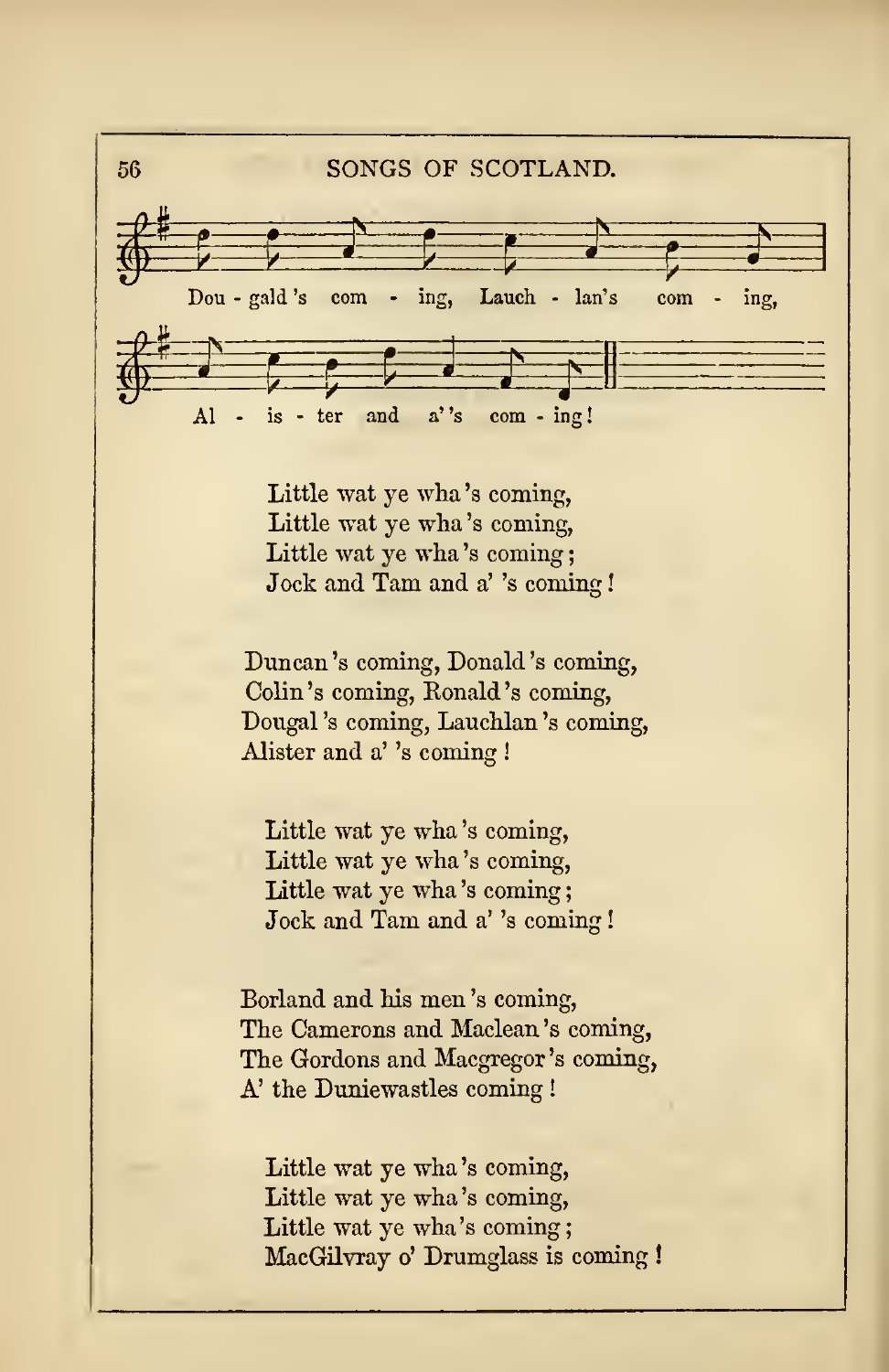Dou - gald 's com - ing, Lauch - lan's com - ing,

Al - is - ter and a' 's com - ing!

Little wat ye wha 's coming,
Little wat ye wha 's coming,
Little wat ye wha 's coming;
Jock and Tam and a' 's coming!

Duncan 's coming, Donald 's coming,
Colin 's coming, Ronald 's coming,
Dougal 's coming, Lauchlan 's coming,
Alister and a' 's coming!

Little wat ye wha 's coming,
Little wat ye wha 's coming,
Little wat ye wha 's coming;
Jock and Tam and a' 's coming!

Borland and his men 's coming,
The Camerons and Maclean 's coming,
The Gordons and Macgregor 's coming,
A' the Duniewastles coming!

Little wat ye wha 's coming,
Little wat ye wha 's coming,
Little wat ye wha 's coming;
MacGilvray o' Drumglass is coming!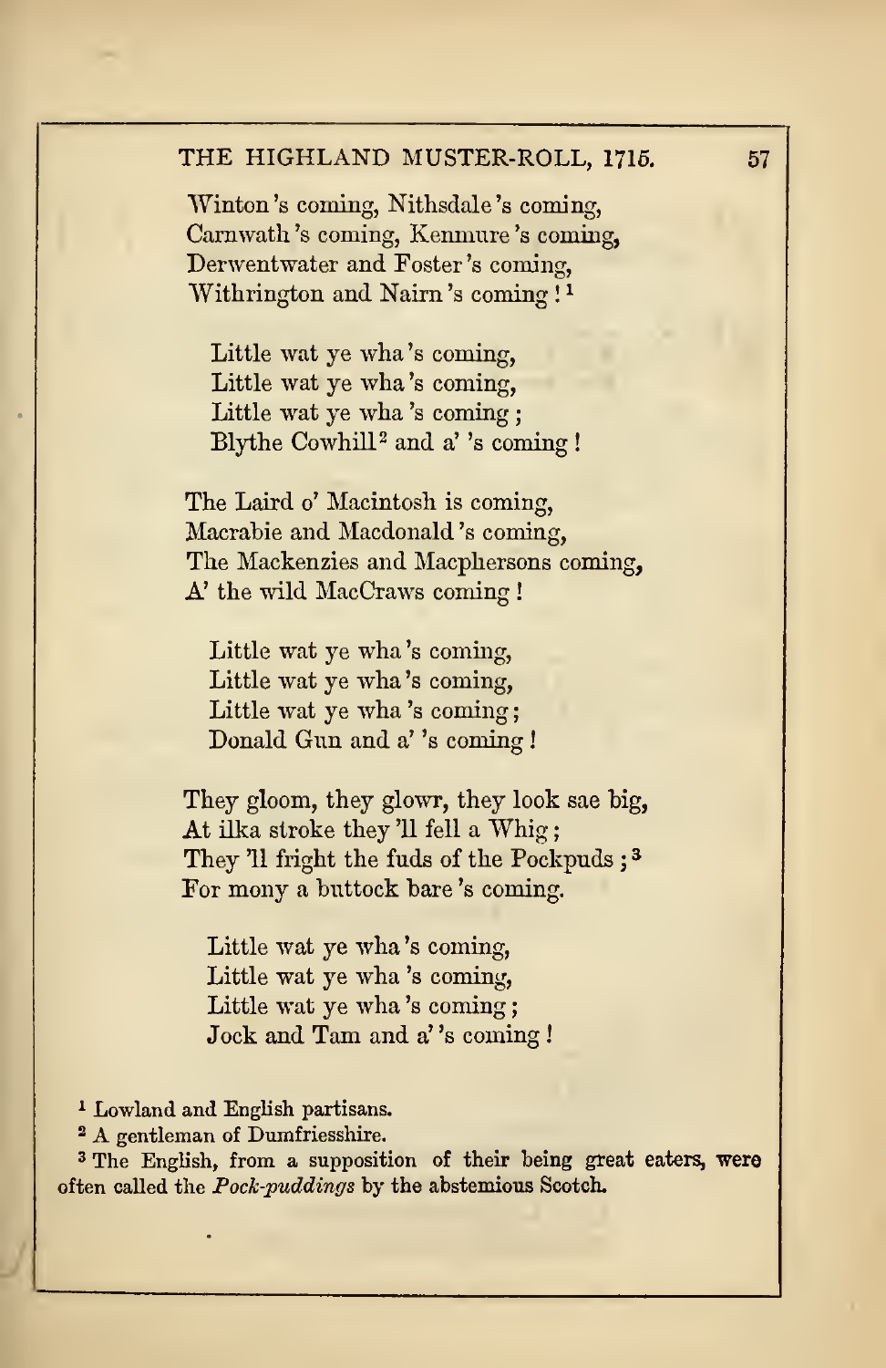Winton 's coming, Nithsdale 's coming,
Carnwath 's coming, Kenmure 's coming,
Derwentwater and Foster 's coming,
Withrington and Nairn 's coming ! [1]

Little wat ye wha 's coming,
Little wat ye wha 's coming,
Little wat ye wha 's coming ;
Blythe Cowhill [2] and a' 's coming !

The Laird o' Macintosh is coming,
Macrabie and Macdonald 's coming,
The Mackenzies and Macphersons coming,
A' the wild MacCraws coming !

Little wat ye wha 's coming,
Little wat ye wha 's coming,
Little wat ye wha 's coming ;
Donald Gun and a' 's coming !

They gloom, they glowr, they look sae big,
At ilka stroke they 'll fell a Whig ;
They 'll fright the fuds of the Pockpuds ; [3]
For mony a buttock bare 's coming.

Little wat ye wha 's coming,
Little wat ye wha 's coming,
Little wat ye wha 's coming ;
Jock and Tam and a' 's coming !

---

[1] Lowland and English partisans.

[2] A gentleman of Dumfriesshire.

[3] The English, from a supposition of their being great eaters, were often called the *Pock-puddings* by the abstemious Scotch.